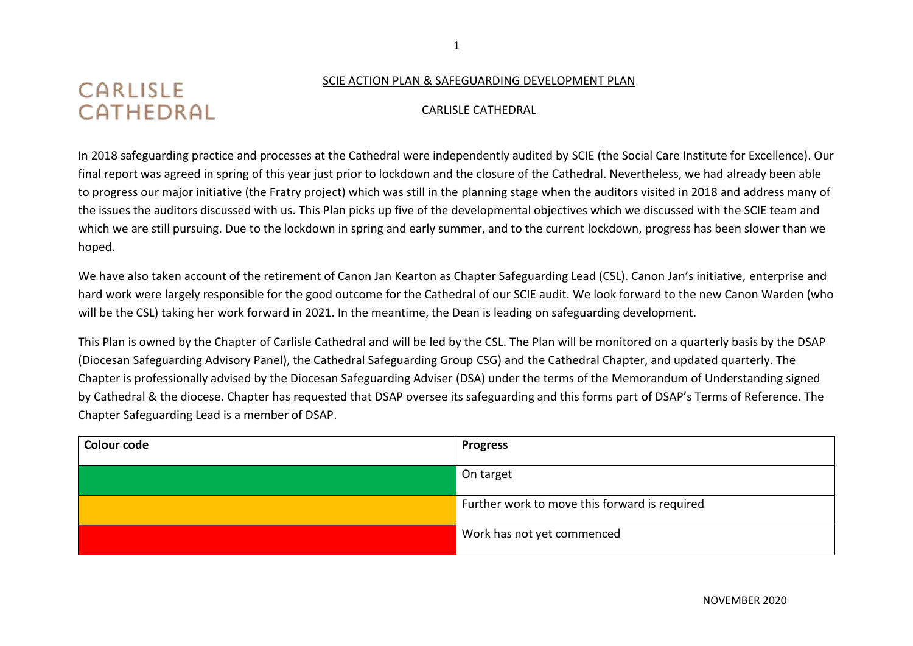CARLISLE CATHEDRAL

# SCIE ACTION PLAN & SAFEGUARDING DEVELOPMENT PLAN

## CARLISLE CATHEDRAL

In 2018 safeguarding practice and processes at the Cathedral were independently audited by SCIE (the Social Care Institute for Excellence). Our final report was agreed in spring of this year just prior to lockdown and the closure of the Cathedral. Nevertheless, we had already been able to progress our major initiative (the Fratry project) which was still in the planning stage when the auditors visited in 2018 and address many of the issues the auditors discussed with us. This Plan picks up five of the developmental objectives which we discussed with the SCIE team and which we are still pursuing. Due to the lockdown in spring and early summer, and to the current lockdown, progress has been slower than we hoped.

We have also taken account of the retirement of Canon Jan Kearton as Chapter Safeguarding Lead (CSL). Canon Jan's initiative, enterprise and hard work were largely responsible for the good outcome for the Cathedral of our SCIE audit. We look forward to the new Canon Warden (who will be the CSL) taking her work forward in 2021. In the meantime, the Dean is leading on safeguarding development.

This Plan is owned by the Chapter of Carlisle Cathedral and will be led by the CSL. The Plan will be monitored on a quarterly basis by the DSAP (Diocesan Safeguarding Advisory Panel), the Cathedral Safeguarding Group CSG) and the Cathedral Chapter, and updated quarterly. The Chapter is professionally advised by the Diocesan Safeguarding Adviser (DSA) under the terms of the Memorandum of Understanding signed by Cathedral & the diocese. Chapter has requested that DSAP oversee its safeguarding and this forms part of DSAP's Terms of Reference. The Chapter Safeguarding Lead is a member of DSAP.

| Colour code | Progress |
|---|---|
| Green | On target |
| Amber | Further work to move this forward is required |
| Red | Work has not yet commenced |

NOVEMBER 2020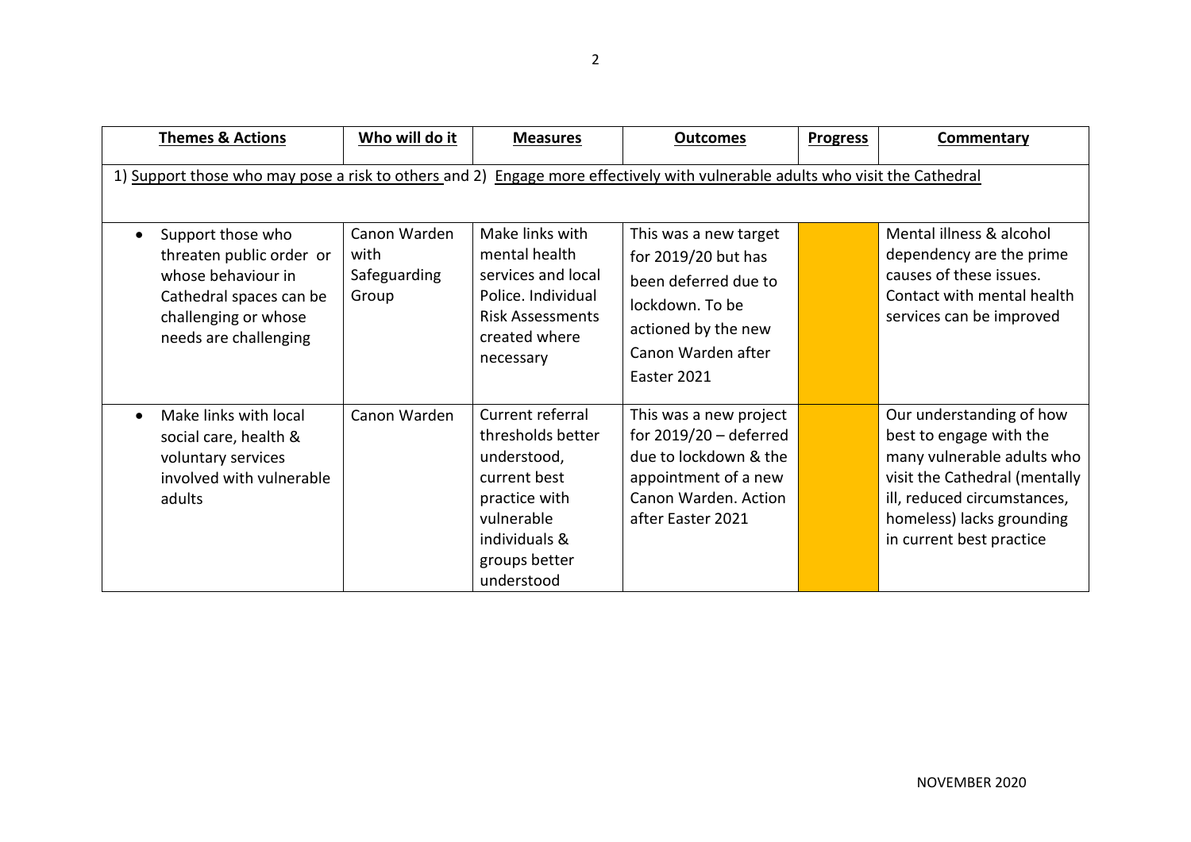| **Themes & Actions** | **Who will do it** | **Measures** | **Outcomes** | **Progress** | **Commentary** |
|---|---|---|---|---|---|
| 1) Support those who may pose a risk to others and 2) Engage more effectively with vulnerable adults who visit the Cathedral | | | | | |
| • Support those who threaten public order or whose behaviour in Cathedral spaces can be challenging or whose needs are challenging | Canon Warden with Safeguarding Group | Make links with mental health services and local Police. Individual Risk Assessments created where necessary | This was a new target for 2019/20 but has been deferred due to lockdown. To be actioned by the new Canon Warden after Easter 2021 | | Mental illness & alcohol dependency are the prime causes of these issues. Contact with mental health services can be improved |
| • Make links with local social care, health & voluntary services involved with vulnerable adults | Canon Warden | Current referral thresholds better understood, current best practice with vulnerable individuals & groups better understood | This was a new project for 2019/20 – deferred due to lockdown & the appointment of a new Canon Warden. Action after Easter 2021 | | Our understanding of how best to engage with the many vulnerable adults who visit the Cathedral (mentally ill, reduced circumstances, homeless) lacks grounding in current best practice |

NOVEMBER 2020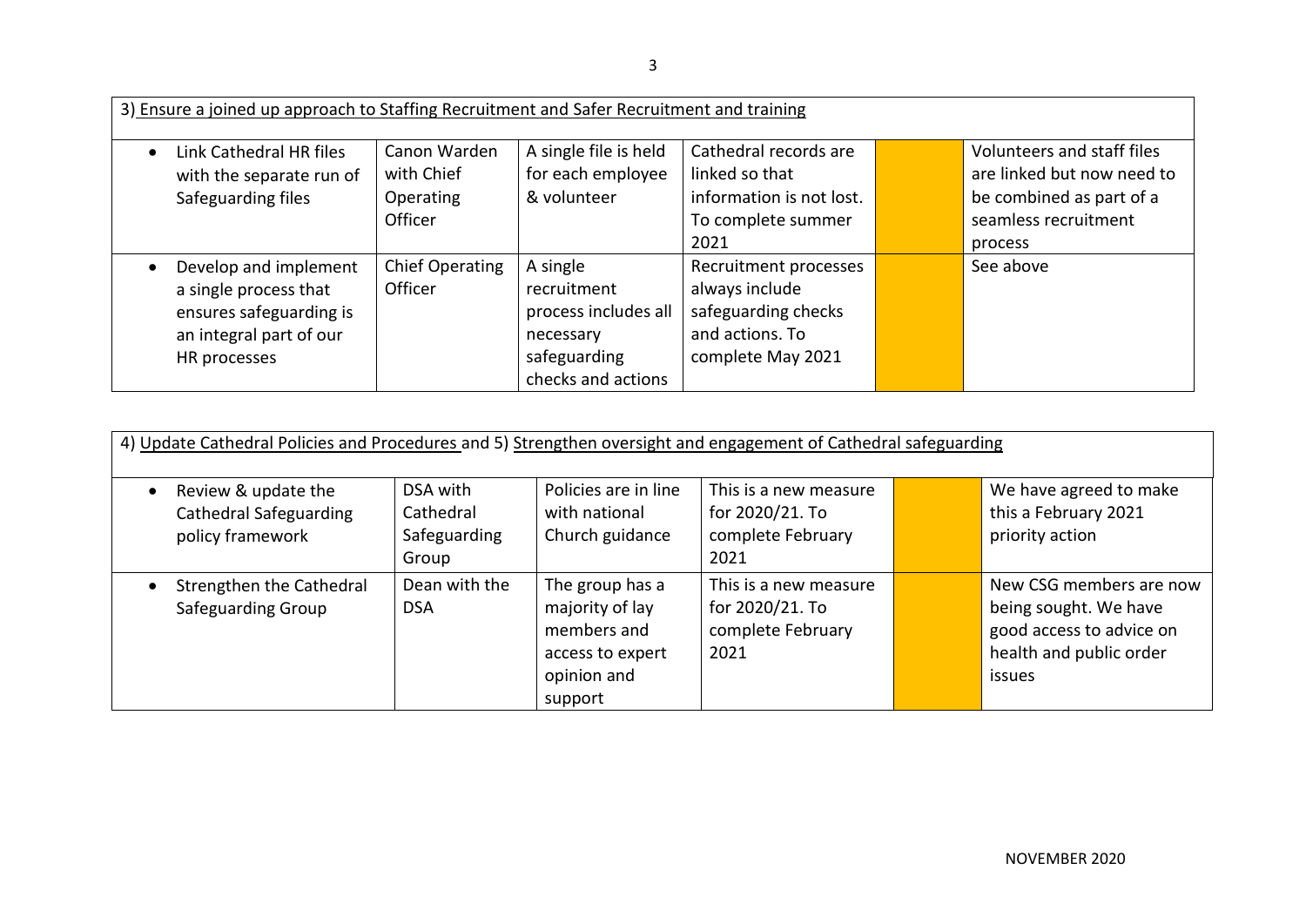| 3) Ensure a joined up approach to Staffing Recruitment and Safer Recruitment and training | | | | | |
|---|---|---|---|---|---|
| • Link Cathedral HR files with the separate run of Safeguarding files | Canon Warden with Chief Operating Officer | A single file is held for each employee & volunteer | Cathedral records are linked so that information is not lost. To complete summer 2021 | | Volunteers and staff files are linked but now need to be combined as part of a seamless recruitment process |
| • Develop and implement a single process that ensures safeguarding is an integral part of our HR processes | Chief Operating Officer | A single recruitment process includes all necessary safeguarding checks and actions | Recruitment processes always include safeguarding checks and actions. To complete May 2021 | | See above |

| 4) Update Cathedral Policies and Procedures and 5) Strengthen oversight and engagement of Cathedral safeguarding | | | | | |
|---|---|---|---|---|---|
| • Review & update the Cathedral Safeguarding policy framework | DSA with Cathedral Safeguarding Group | Policies are in line with national Church guidance | This is a new measure for 2020/21. To complete February 2021 | | We have agreed to make this a February 2021 priority action |
| • Strengthen the Cathedral Safeguarding Group | Dean with the DSA | The group has a majority of lay members and access to expert opinion and support | This is a new measure for 2020/21. To complete February 2021 | | New CSG members are now being sought. We have good access to advice on health and public order issues |

NOVEMBER 2020